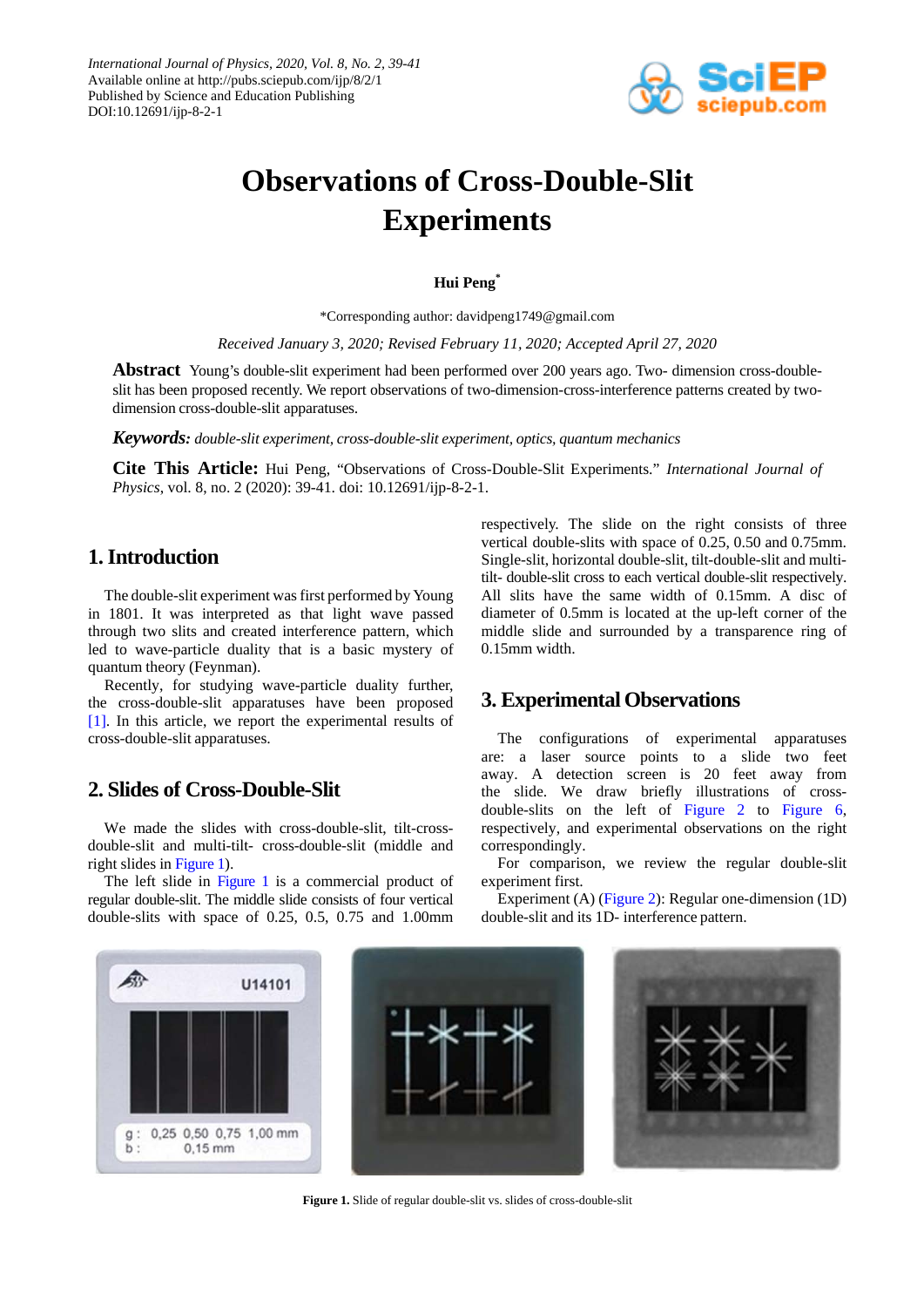International Journal of Physics, 2020, Vol. 8, No. 2, 39-41
Available online at http://pubs.sciepub.com/ijp/8/2/1
Published by Science and Education Publishing
DOI:10.12691/ijp-8-2-1

# Observations of Cross-Double-Slit Experiments

**Hui Peng***

*Corresponding author: davidpeng1749@gmail.com

*Received January 3, 2020; Revised February 11, 2020; Accepted April 27, 2020*

**Abstract** Young's double-slit experiment had been performed over 200 years ago. Two- dimension cross-double-slit has been proposed recently. We report observations of two-dimension-cross-interference patterns created by two-dimension cross-double-slit apparatuses.

***Keywords:*** *double-slit experiment, cross-double-slit experiment, optics, quantum mechanics*

**Cite This Article:** Hui Peng, "Observations of Cross-Double-Slit Experiments." *International Journal of Physics*, vol. 8, no. 2 (2020): 39-41. doi: 10.12691/ijp-8-2-1.

## 1. Introduction

The double-slit experiment was first performed by Young in 1801. It was interpreted as that light wave passed through two slits and created interference pattern, which led to wave-particle duality that is a basic mystery of quantum theory (Feynman).

Recently, for studying wave-particle duality further, the cross-double-slit apparatuses have been proposed [1]. In this article, we report the experimental results of cross-double-slit apparatuses.

## 2. Slides of Cross-Double-Slit

We made the slides with cross-double-slit, tilt-cross-double-slit and multi-tilt- cross-double-slit (middle and right slides in Figure 1).

The left slide in Figure 1 is a commercial product of regular double-slit. The middle slide consists of four vertical double-slits with space of 0.25, 0.5, 0.75 and 1.00mm respectively. The slide on the right consists of three vertical double-slits with space of 0.25, 0.50 and 0.75mm. Single-slit, horizontal double-slit, tilt-double-slit and multi-tilt- double-slit cross to each vertical double-slit respectively. All slits have the same width of 0.15mm. A disc of diameter of 0.5mm is located at the up-left corner of the middle slide and surrounded by a transparence ring of 0.15mm width.

## 3. Experimental Observations

The configurations of experimental apparatuses are: a laser source points to a slide two feet away. A detection screen is 20 feet away from the slide. We draw briefly illustrations of cross-double-slits on the left of Figure 2 to Figure 6, respectively, and experimental observations on the right correspondingly.

For comparison, we review the regular double-slit experiment first.

Experiment (A) (Figure 2): Regular one-dimension (1D) double-slit and its 1D- interference pattern.

**Figure 1.** Slide of regular double-slit vs. slides of cross-double-slit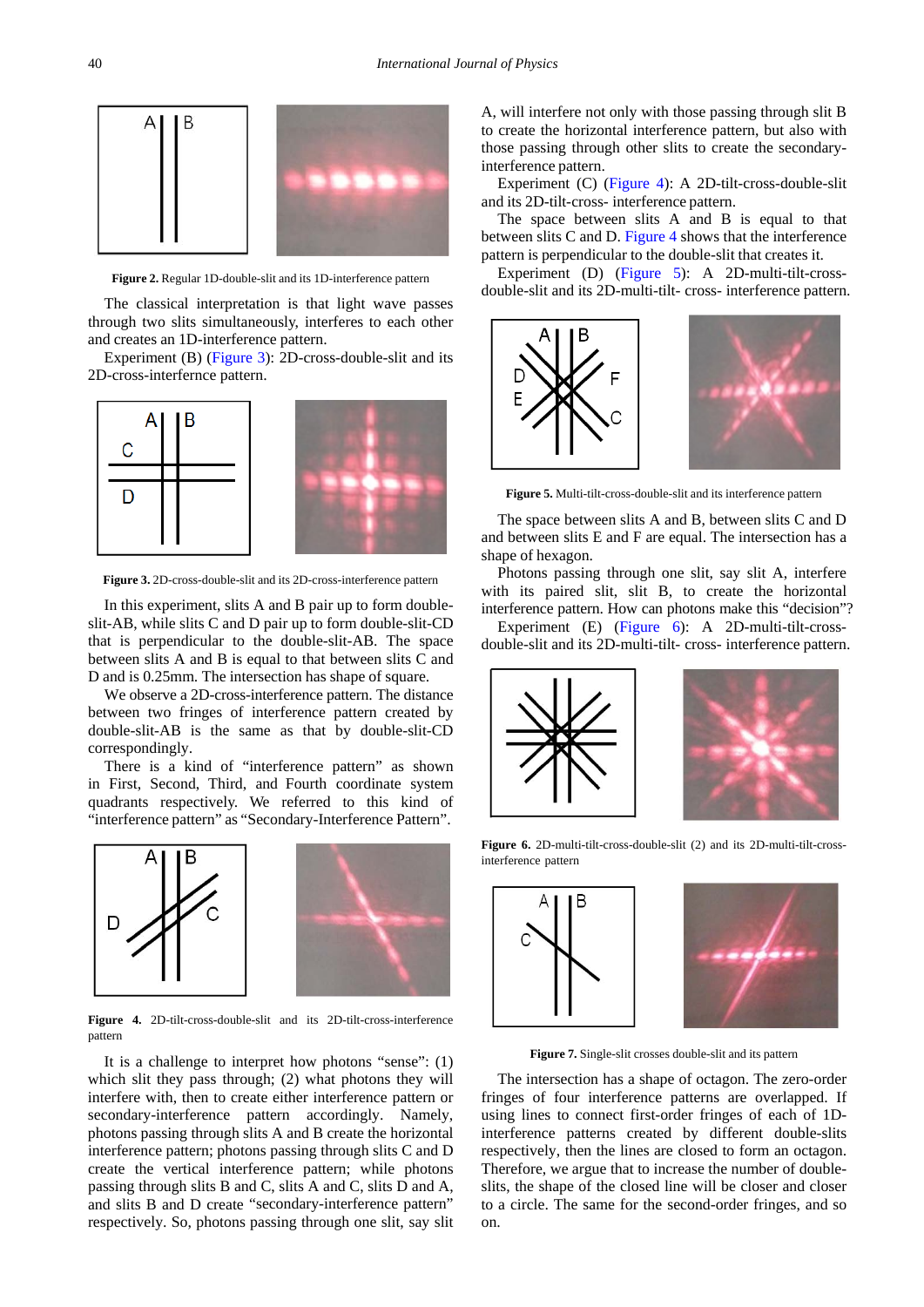Figure 2. Regular 1D-double-slit and its 1D-interference pattern

The classical interpretation is that light wave passes through two slits simultaneously, interferes to each other and creates an 1D-interference pattern.

Experiment (B) (Figure 3): 2D-cross-double-slit and its 2D-cross-interfernce pattern.

Figure 3. 2D-cross-double-slit and its 2D-cross-interference pattern

In this experiment, slits A and B pair up to form double-slit-AB, while slits C and D pair up to form double-slit-CD that is perpendicular to the double-slit-AB. The space between slits A and B is equal to that between slits C and D and is 0.25mm. The intersection has shape of square.

We observe a 2D-cross-interference pattern. The distance between two fringes of interference pattern created by double-slit-AB is the same as that by double-slit-CD correspondingly.

There is a kind of "interference pattern" as shown in First, Second, Third, and Fourth coordinate system quadrants respectively. We referred to this kind of "interference pattern" as "Secondary-Interference Pattern".

Figure 4. 2D-tilt-cross-double-slit and its 2D-tilt-cross-interference pattern

It is a challenge to interpret how photons "sense": (1) which slit they pass through; (2) what photons they will interfere with, then to create either interference pattern or secondary-interference pattern accordingly. Namely, photons passing through slits A and B create the horizontal interference pattern; photons passing through slits C and D create the vertical interference pattern; while photons passing through slits B and C, slits A and C, slits D and A, and slits B and D create "secondary-interference pattern" respectively. So, photons passing through one slit, say slit A, will interfere not only with those passing through slit B to create the horizontal interference pattern, but also with those passing through other slits to create the secondary-interference pattern.

Experiment (C) (Figure 4): A 2D-tilt-cross-double-slit and its 2D-tilt-cross- interference pattern.

The space between slits A and B is equal to that between slits C and D. Figure 4 shows that the interference pattern is perpendicular to the double-slit that creates it.

Experiment (D) (Figure 5): A 2D-multi-tilt-cross-double-slit and its 2D-multi-tilt- cross- interference pattern.

Figure 5. Multi-tilt-cross-double-slit and its interference pattern

The space between slits A and B, between slits C and D and between slits E and F are equal. The intersection has a shape of hexagon.

Photons passing through one slit, say slit A, interfere with its paired slit, slit B, to create the horizontal interference pattern. How can photons make this "decision"?

Experiment (E) (Figure 6): A 2D-multi-tilt-cross-double-slit and its 2D-multi-tilt- cross- interference pattern.

Figure 6. 2D-multi-tilt-cross-double-slit (2) and its 2D-multi-tilt-cross-interference pattern

Figure 7. Single-slit crosses double-slit and its pattern

The intersection has a shape of octagon. The zero-order fringes of four interference patterns are overlapped. If using lines to connect first-order fringes of each of 1D-interference patterns created by different double-slits respectively, then the lines are closed to form an octagon. Therefore, we argue that to increase the number of double-slits, the shape of the closed line will be closer and closer to a circle. The same for the second-order fringes, and so on.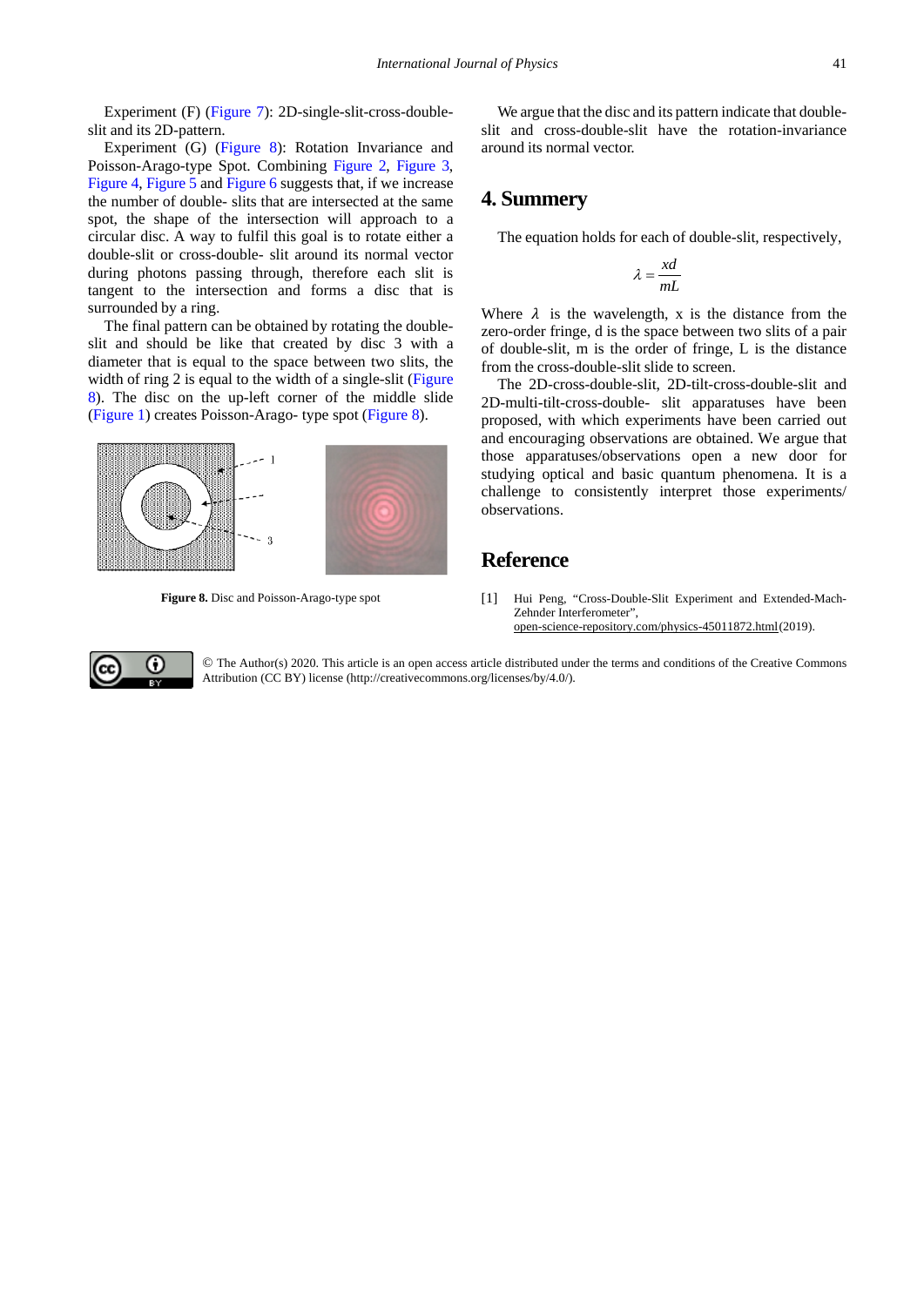Experiment (F) (Figure 7): 2D-single-slit-cross-double-slit and its 2D-pattern.

Experiment (G) (Figure 8): Rotation Invariance and Poisson-Arago-type Spot. Combining Figure 2, Figure 3, Figure 4, Figure 5 and Figure 6 suggests that, if we increase the number of double- slits that are intersected at the same spot, the shape of the intersection will approach to a circular disc. A way to fulfil this goal is to rotate either a double-slit or cross-double- slit around its normal vector during photons passing through, therefore each slit is tangent to the intersection and forms a disc that is surrounded by a ring.

The final pattern can be obtained by rotating the double-slit and should be like that created by disc 3 with a diameter that is equal to the space between two slits, the width of ring 2 is equal to the width of a single-slit (Figure 8). The disc on the up-left corner of the middle slide (Figure 1) creates Poisson-Arago- type spot (Figure 8).

1

3

**Figure 8.** Disc and Poisson-Arago-type spot

We argue that the disc and its pattern indicate that double-slit and cross-double-slit have the rotation-invariance around its normal vector.

## 4. Summery

The equation holds for each of double-slit, respectively,

$$\lambda = \frac{xd}{mL}$$

Where $\lambda$ is the wavelength, x is the distance from the zero-order fringe, d is the space between two slits of a pair of double-slit, m is the order of fringe, L is the distance from the cross-double-slit slide to screen.

The 2D-cross-double-slit, 2D-tilt-cross-double-slit and 2D-multi-tilt-cross-double- slit apparatuses have been proposed, with which experiments have been carried out and encouraging observations are obtained. We argue that those apparatuses/observations open a new door for studying optical and basic quantum phenomena. It is a challenge to consistently interpret those experiments/ observations.

## Reference

[1] Hui Peng, "Cross-Double-Slit Experiment and Extended-Mach-Zehnder Interferometer", open-science-repository.com/physics-45011872.html(2019).

© The Author(s) 2020. This article is an open access article distributed under the terms and conditions of the Creative Commons Attribution (CC BY) license (http://creativecommons.org/licenses/by/4.0/).